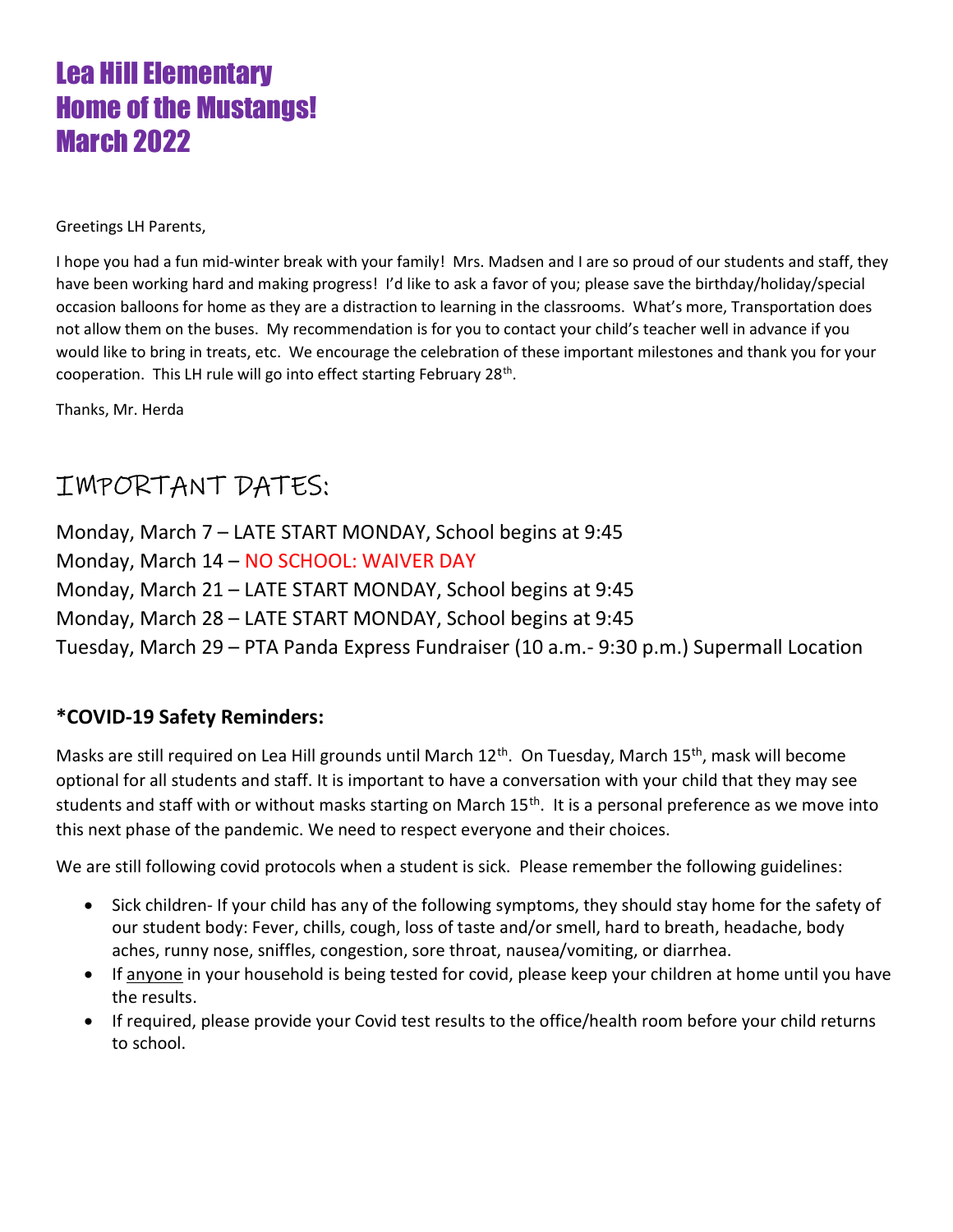# Lea Hill Elementary
# Home of the Mustangs!
# March 2022

Greetings LH Parents,

I hope you had a fun mid-winter break with your family! Mrs. Madsen and I are so proud of our students and staff, they have been working hard and making progress! I'd like to ask a favor of you; please save the birthday/holiday/special occasion balloons for home as they are a distraction to learning in the classrooms. What's more, Transportation does not allow them on the buses. My recommendation is for you to contact your child's teacher well in advance if you would like to bring in treats, etc. We encourage the celebration of these important milestones and thank you for your cooperation. This LH rule will go into effect starting February 28th.

Thanks, Mr. Herda

## IMPORTANT DATES:

Monday, March 7 – LATE START MONDAY, School begins at 9:45
Monday, March 14 – NO SCHOOL: WAIVER DAY
Monday, March 21 – LATE START MONDAY, School begins at 9:45
Monday, March 28 – LATE START MONDAY, School begins at 9:45
Tuesday, March 29 – PTA Panda Express Fundraiser (10 a.m.- 9:30 p.m.) Supermall Location

### *COVID-19 Safety Reminders:

Masks are still required on Lea Hill grounds until March 12th. On Tuesday, March 15th, mask will become optional for all students and staff. It is important to have a conversation with your child that they may see students and staff with or without masks starting on March 15th. It is a personal preference as we move into this next phase of the pandemic. We need to respect everyone and their choices.

We are still following covid protocols when a student is sick. Please remember the following guidelines:

- Sick children- If your child has any of the following symptoms, they should stay home for the safety of our student body: Fever, chills, cough, loss of taste and/or smell, hard to breath, headache, body aches, runny nose, sniffles, congestion, sore throat, nausea/vomiting, or diarrhea.
- If anyone in your household is being tested for covid, please keep your children at home until you have the results.
- If required, please provide your Covid test results to the office/health room before your child returns to school.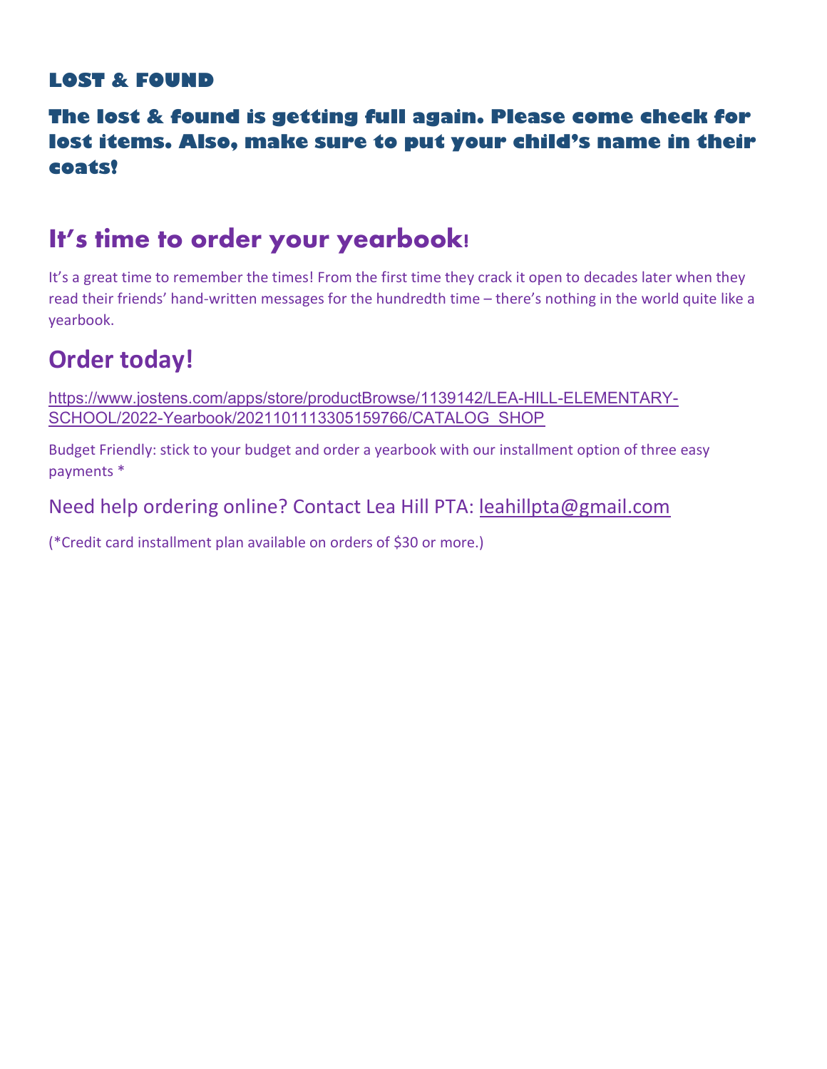## LOST & FOUND

### The lost & found is getting full again. Please come check for lost items. Also, make sure to put your child's name in their coats!

# It's time to order your yearbook!

It's a great time to remember the times! From the first time they crack it open to decades later when they read their friends' hand-written messages for the hundredth time – there's nothing in the world quite like a yearbook.

## Order today!

https://www.jostens.com/apps/store/productBrowse/1139142/LEA-HILL-ELEMENTARY-SCHOOL/2022-Yearbook/20211011133305159766/CATALOG_SHOP

Budget Friendly: stick to your budget and order a yearbook with our installment option of three easy payments *

Need help ordering online? Contact Lea Hill PTA: leahillpta@gmail.com

(*Credit card installment plan available on orders of $30 or more.)